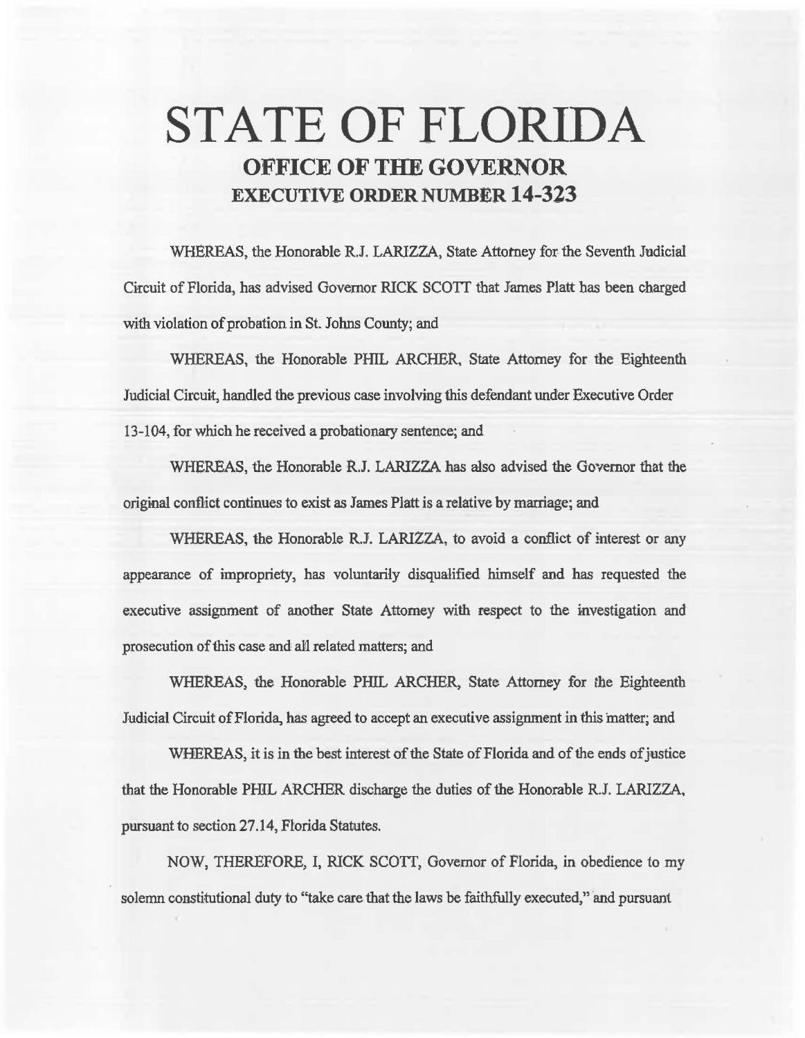# STATE OF FLORIDA

## OFFICE OF THE GOVERNOR

## EXECUTIVE ORDER NUMBER 14-323

WHEREAS, the Honorable R.J. LARIZZA, State Attorney for the Seventh Judicial Circuit of Florida, has advised Governor RICK SCOTT that James Platt has been charged with violation of probation in St. Johns County; and

WHEREAS, the Honorable PHIL ARCHER, State Attorney for the Eighteenth Judicial Circuit, handled the previous case involving this defendant under Executive Order 13-104, for which he received a probationary sentence; and

WHEREAS, the Honorable R.J. LARIZZA has also advised the Governor that the original conflict continues to exist as James Platt is a relative by marriage; and

WHEREAS, the Honorable R.J. LARIZZA, to avoid a conflict of interest or any appearance of impropriety, has voluntarily disqualified himself and has requested the executive assignment of another State Attorney with respect to the investigation and prosecution of this case and all related matters; and

WHEREAS, the Honorable PHIL ARCHER, State Attorney for the Eighteenth Judicial Circuit of Florida, has agreed to accept an executive assignment in this matter; and

WHEREAS, it is in the best interest of the State of Florida and of the ends of justice that the Honorable PHIL ARCHER discharge the duties of the Honorable R.J. LARIZZA, pursuant to section 27.14, Florida Statutes.

NOW, THEREFORE, I, RICK SCOTT, Governor of Florida, in obedience to my solemn constitutional duty to "take care that the laws be faithfully executed," and pursuant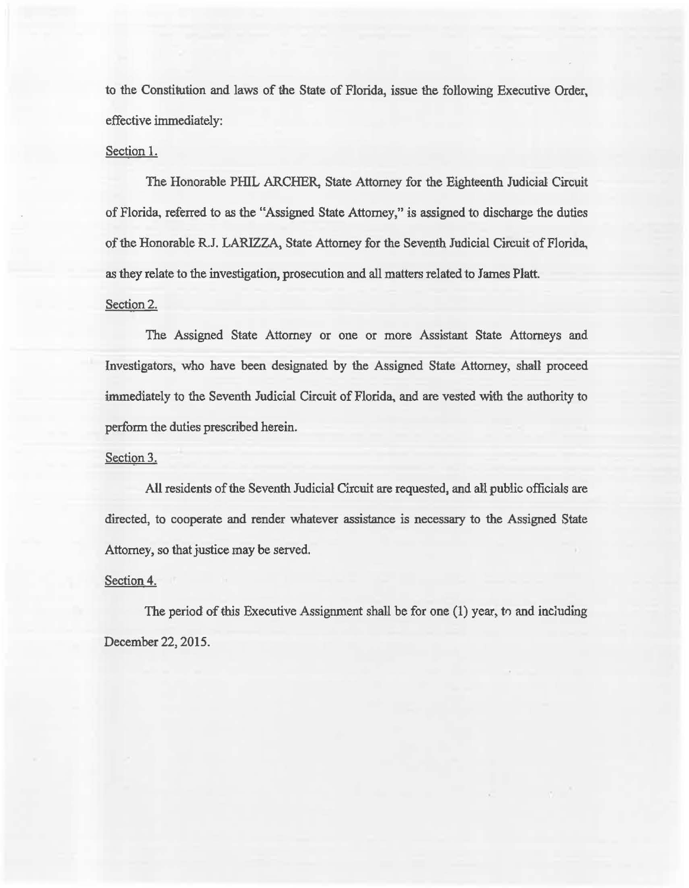to the Constitution and laws of the State of Florida, issue the following Executive Order, effective immediately:

Section 1.

The Honorable PHIL ARCHER, State Attorney for the Eighteenth Judicial Circuit of Florida, referred to as the "Assigned State Attorney," is assigned to discharge the duties of the Honorable R.J. LARIZZA, State Attorney for the Seventh Judicial Circuit of Florida, as they relate to the investigation, prosecution and all matters related to James Platt.

Section 2.

The Assigned State Attorney or one or more Assistant State Attorneys and Investigators, who have been designated by the Assigned State Attorney, shall proceed immediately to the Seventh Judicial Circuit of Florida, and are vested with the authority to perform the duties prescribed herein.

Section 3.

All residents of the Seventh Judicial Circuit are requested, and all public officials are directed, to cooperate and render whatever assistance is necessary to the Assigned State Attorney, so that justice may be served.

Section 4.

The period of this Executive Assignment shall be for one (1) year, to and including December 22, 2015.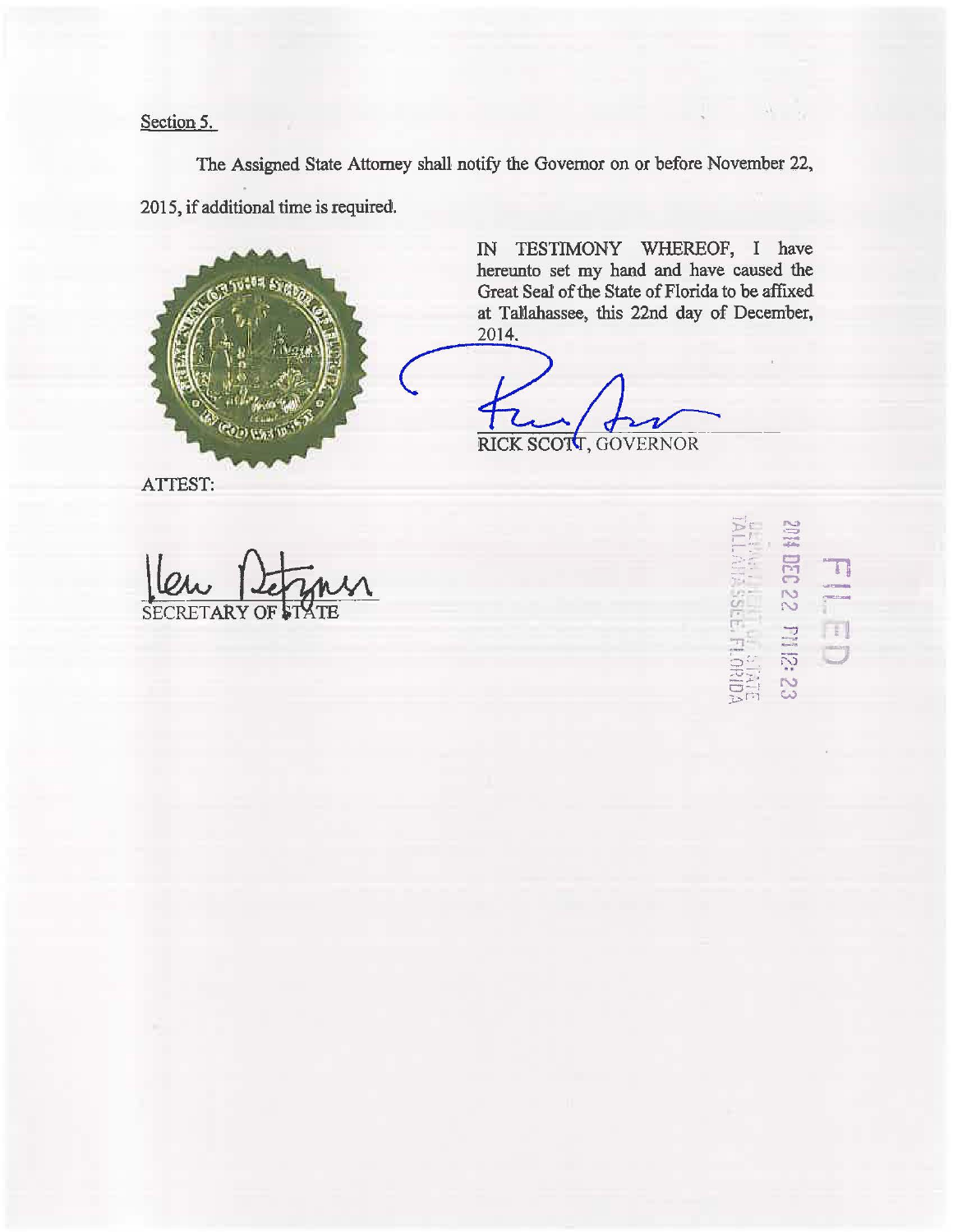Section 5.

The Assigned State Attorney shall notify the Governor on or before November 22, 2015, if additional time is required.

IN TESTIMONY WHEREOF, I have hereunto set my hand and have caused the Great Seal of the State of Florida to be affixed at Tallahassee, this 22nd day of December, 2014.

RICK SCOTT, GOVERNOR

ATTEST:

SECRETARY OF STATE

FILED

2014 DEC 22 PM 12: 23

DEPARTMENT OF STATE
TALLAHASSEE, FLORIDA